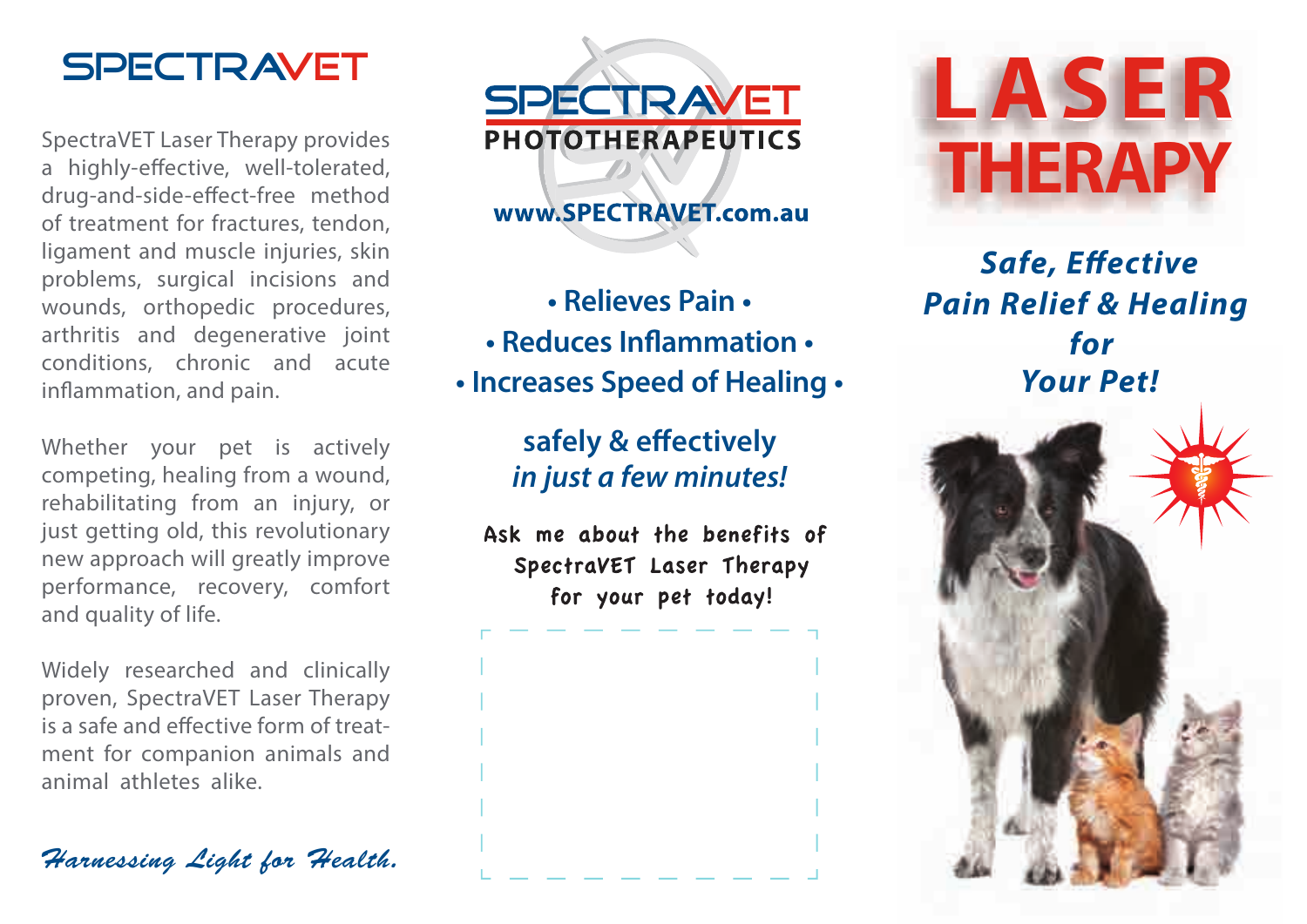# SPECTRAVET

SpectraVET Laser Therapy provides a highly-effective, well-tolerated, drug-and-side-effect-free method of treatment for fractures, tendon, ligament and muscle injuries, skin problems, surgical incisions and wounds, orthopedic procedures, arthritis and degenerative joint conditions, chronic and acute inflammation, and pain.

Whether your pet is actively competing, healing from a wound, rehabilitating from an injury, or just getting old, this revolutionary new approach will greatly improve performance, recovery, comfort and quality of life.

Widely researched and clinically proven, SpectraVET Laser Therapy is a safe and effective form of treatment for companion animals and animal athletes alike.

*Harnessing Light for Health.*

## SPECTRAVET PHOTOTHERAPEUTICS

**www.SPECTRAVET.com.au**

**• Relieves Pain •**

**• Reduces Inflammation •**

**• Increases Speed of Healing •**

**safely & effectively**
***in just a few minutes!***

Ask me about the benefits of SpectraVET Laser Therapy for your pet today!

# LASER THERAPY

***Safe, Effective Pain Relief & Healing for Your Pet!***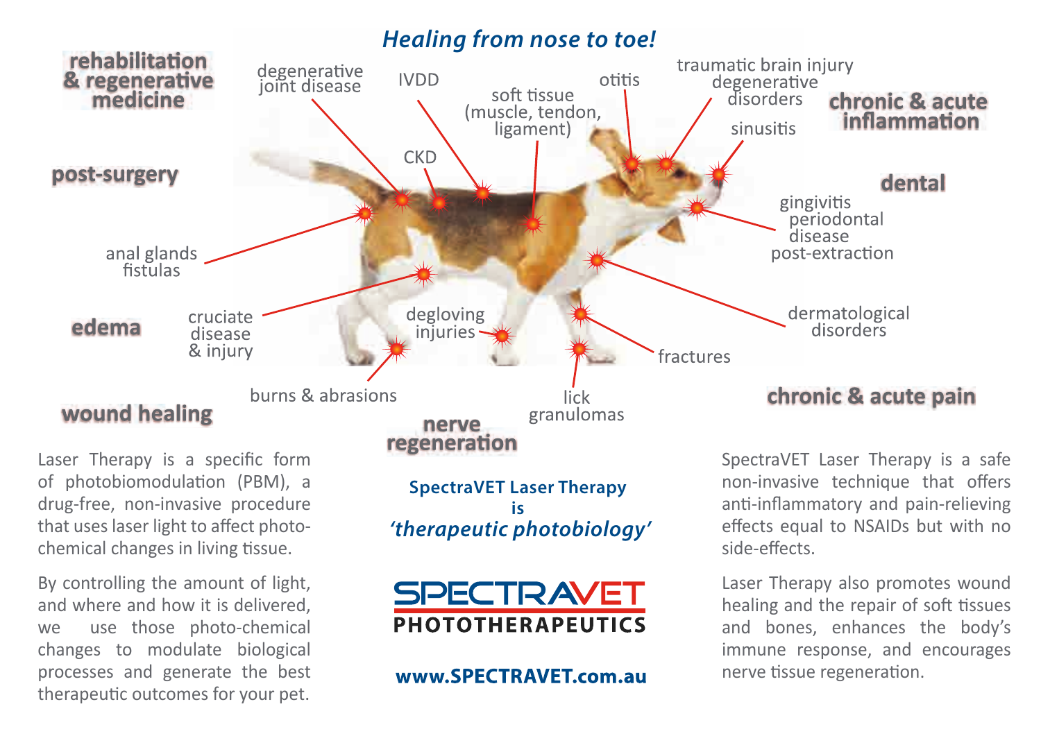## *Healing from nose to toe!*

**rehabilitation & regenerative medicine**

**post-surgery**

**edema**

**wound healing**

**nerve regeneration**

**chronic & acute inflammation**

**dental**

**chronic & acute pain**

degenerative joint disease

IVDD

soft tissue (muscle, tendon, ligament)

otitis

traumatic brain injury
degenerative disorders

sinusitis

CKD

gingivitis
periodontal disease
post-extraction

anal glands
fistulas

dermatological disorders

cruciate disease & injury

degloving injuries

fractures

burns & abrasions

lick granulomas

Laser Therapy is a specific form of photobiomodulation (PBM), a drug-free, non-invasive procedure that uses laser light to affect photo-chemical changes in living tissue.

By controlling the amount of light, and where and how it is delivered, we use those photo-chemical changes to modulate biological processes and generate the best therapeutic outcomes for your pet.

**SpectraVET Laser Therapy is**
***'therapeutic photobiology'***

**SPECTRAVET**
**PHOTOTHERAPEUTICS**

**www.SPECTRAVET.com.au**

SpectraVET Laser Therapy is a safe non-invasive technique that offers anti-inflammatory and pain-relieving effects equal to NSAIDs but with no side-effects.

Laser Therapy also promotes wound healing and the repair of soft tissues and bones, enhances the body's immune response, and encourages nerve tissue regeneration.